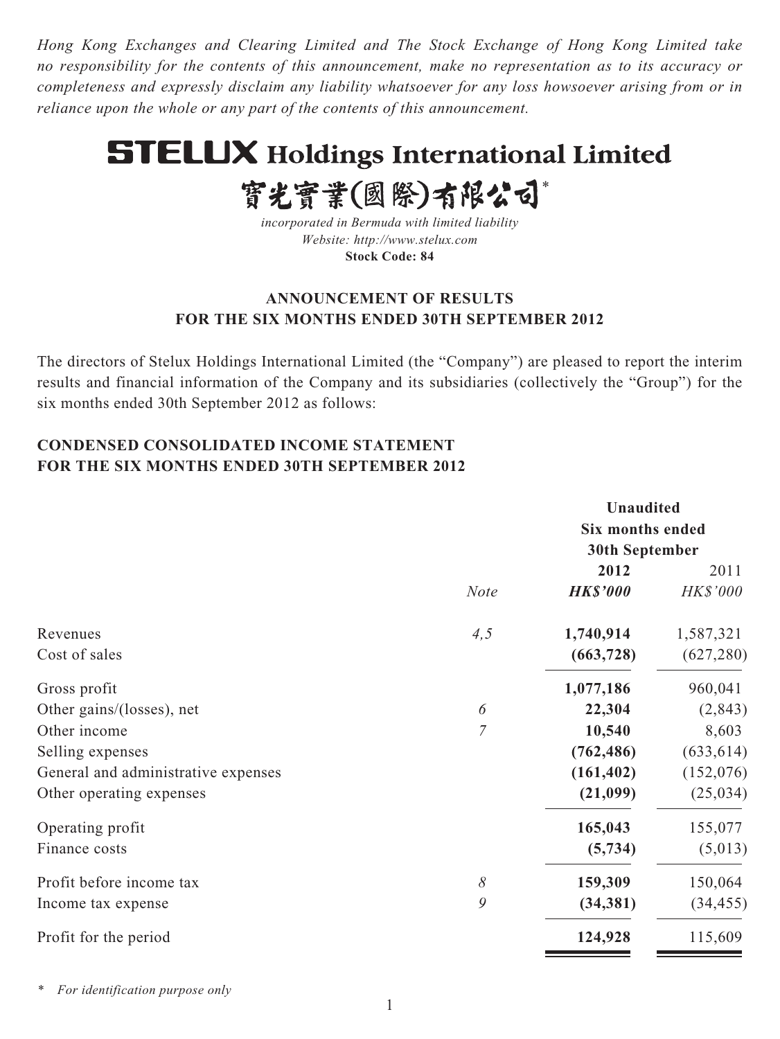*Hong Kong Exchanges and Clearing Limited and The Stock Exchange of Hong Kong Limited take no responsibility for the contents of this announcement, make no representation as to its accuracy or completeness and expressly disclaim any liability whatsoever for any loss howsoever arising from or in reliance upon the whole or any part of the contents of this announcement.*

# STELUX Holdings International Limited

# 寶光實業(國際)有限公司*

*incorporated in Bermuda with limited liability*
*Website: http://www.stelux.com*
**Stock Code: 84**

## ANNOUNCEMENT OF RESULTS FOR THE SIX MONTHS ENDED 30TH SEPTEMBER 2012

The directors of Stelux Holdings International Limited (the "Company") are pleased to report the interim results and financial information of the Company and its subsidiaries (collectively the "Group") for the six months ended 30th September 2012 as follows:

## CONDENSED CONSOLIDATED INCOME STATEMENT FOR THE SIX MONTHS ENDED 30TH SEPTEMBER 2012

| | | **Unaudited Six months ended 30th September** | |
|---|---|---|---|
| | | **2012** | 2011 |
| | *Note* | ***HK$'000*** | *HK$'000* |
| Revenues | *4,5* | **1,740,914** | 1,587,321 |
| Cost of sales | | **(663,728)** | (627,280) |
| Gross profit | | **1,077,186** | 960,041 |
| Other gains/(losses), net | *6* | **22,304** | (2,843) |
| Other income | *7* | **10,540** | 8,603 |
| Selling expenses | | **(762,486)** | (633,614) |
| General and administrative expenses | | **(161,402)** | (152,076) |
| Other operating expenses | | **(21,099)** | (25,034) |
| Operating profit | | **165,043** | 155,077 |
| Finance costs | | **(5,734)** | (5,013) |
| Profit before income tax | *8* | **159,309** | 150,064 |
| Income tax expense | *9* | **(34,381)** | (34,455) |
| Profit for the period | | **124,928** | 115,609 |

\* *For identification purpose only*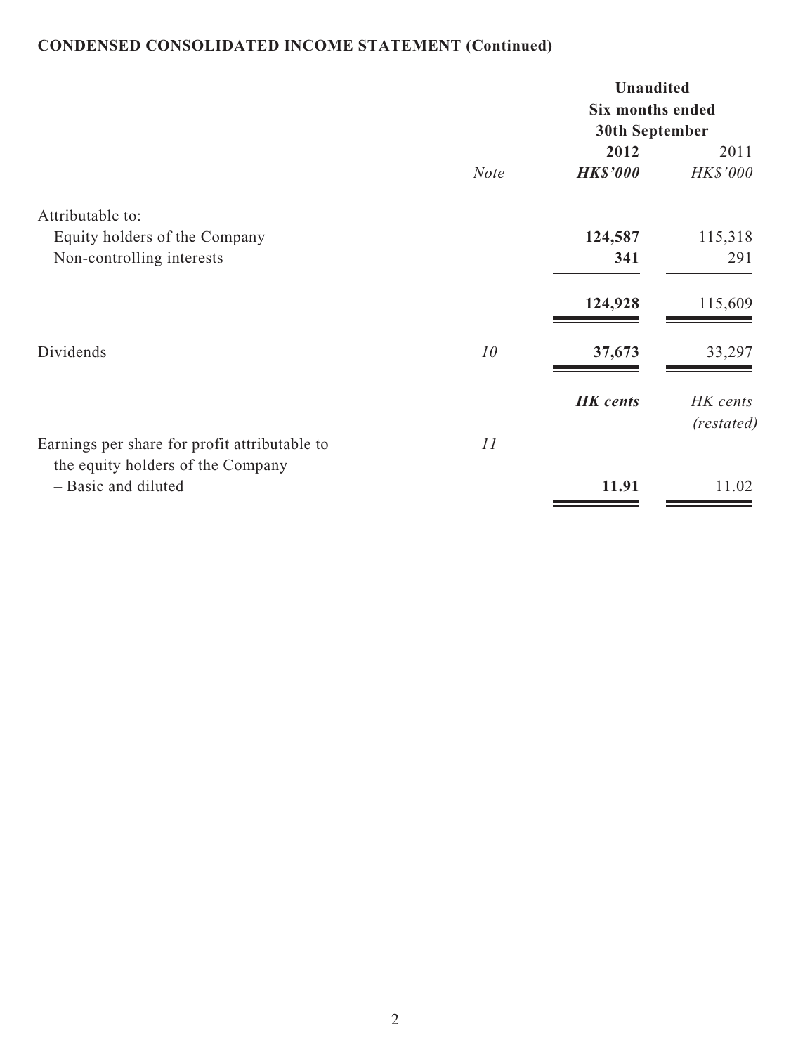**CONDENSED CONSOLIDATED INCOME STATEMENT (Continued)**

| | | Unaudited | |
|---|---|---|---|
| | | Six months ended 30th September | |
| | | **2012** | 2011 |
| | *Note* | ***HK$'000*** | *HK$'000* |
| Attributable to: | | | |
| Equity holders of the Company | | **124,587** | 115,318 |
| Non-controlling interests | | **341** | 291 |
| | | **124,928** | 115,609 |
| Dividends | *10* | **37,673** | 33,297 |
| | | ***HK cents*** | *HK cents (restated)* |
| Earnings per share for profit attributable to the equity holders of the Company | *11* | | |
| – Basic and diluted | | **11.91** | 11.02 |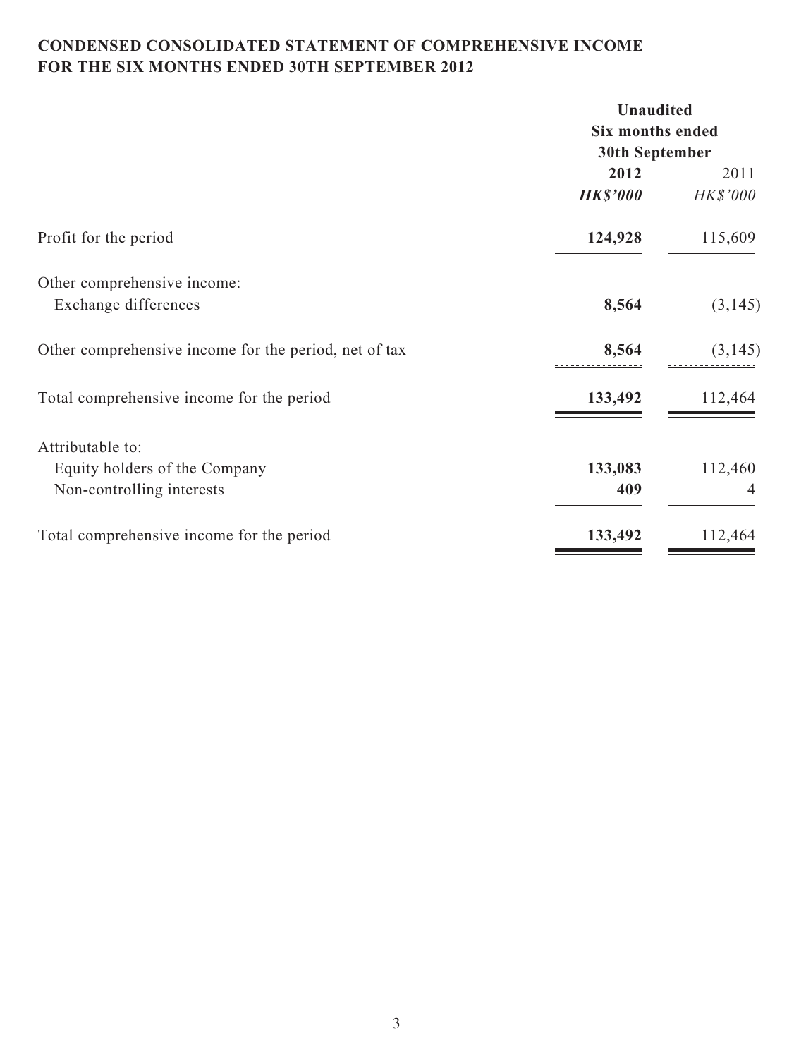**CONDENSED CONSOLIDATED STATEMENT OF COMPREHENSIVE INCOME**
**FOR THE SIX MONTHS ENDED 30TH SEPTEMBER 2012**

| | **Unaudited Six months ended 30th September** | |
|---|---|---|
| | **2012** | 2011 |
| | ***HK$'000*** | *HK$'000* |
| Profit for the period | **124,928** | 115,609 |
| Other comprehensive income: | | |
| Exchange differences | **8,564** | (3,145) |
| Other comprehensive income for the period, net of tax | **8,564** | (3,145) |
| Total comprehensive income for the period | **133,492** | 112,464 |
| Attributable to: | | |
| Equity holders of the Company | **133,083** | 112,460 |
| Non-controlling interests | **409** | 4 |
| Total comprehensive income for the period | **133,492** | 112,464 |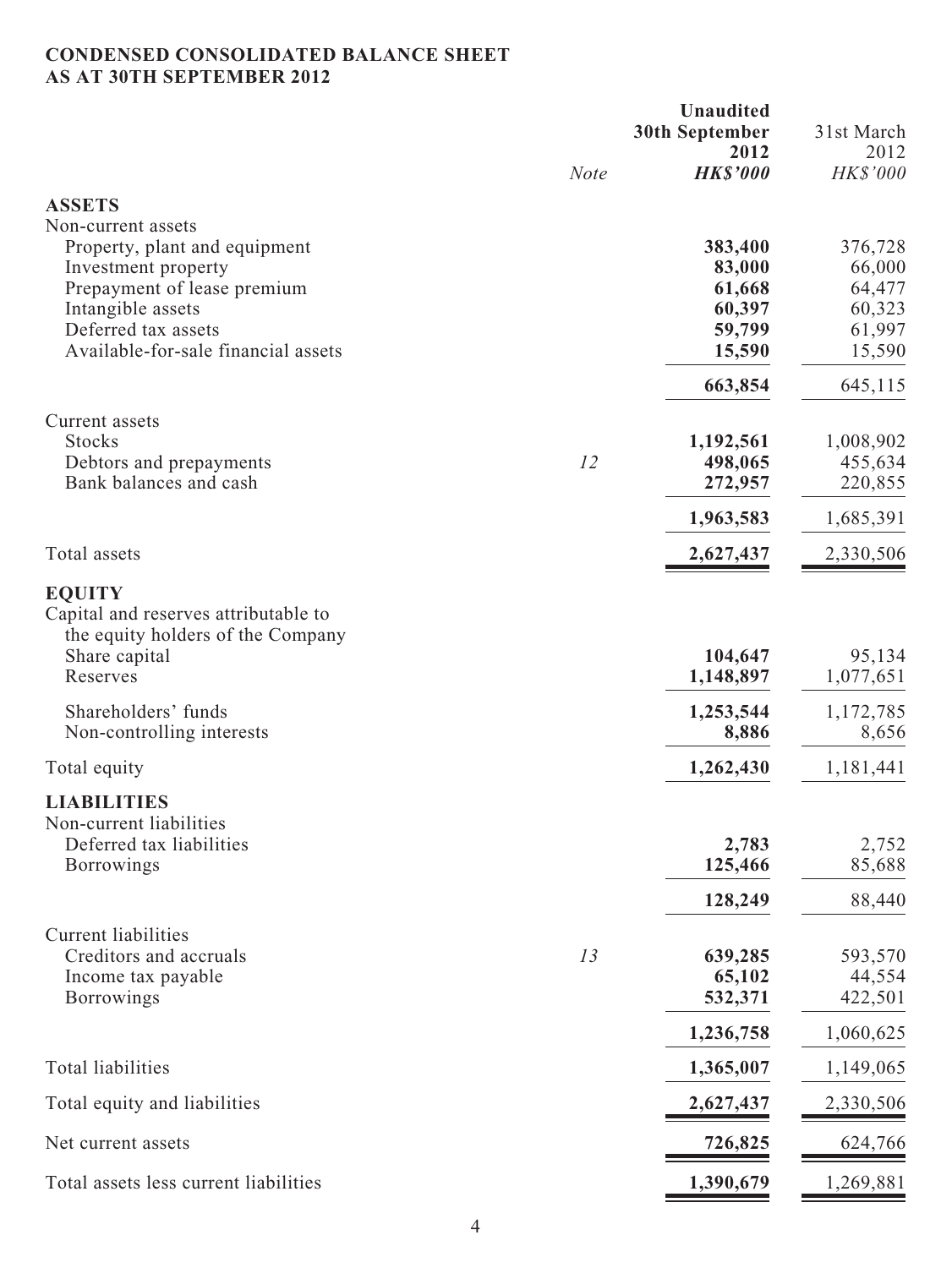**CONDENSED CONSOLIDATED BALANCE SHEET**
**AS AT 30TH SEPTEMBER 2012**

| | *Note* | **Unaudited 30th September 2012** ***HK$'000*** | 31st March 2012 *HK$'000* |
|---|---|---|---|
| **ASSETS** | | | |
| Non-current assets | | | |
| Property, plant and equipment | | **383,400** | 376,728 |
| Investment property | | **83,000** | 66,000 |
| Prepayment of lease premium | | **61,668** | 64,477 |
| Intangible assets | | **60,397** | 60,323 |
| Deferred tax assets | | **59,799** | 61,997 |
| Available-for-sale financial assets | | **15,590** | 15,590 |
| | | **663,854** | 645,115 |
| Current assets | | | |
| Stocks | | **1,192,561** | 1,008,902 |
| Debtors and prepayments | *12* | **498,065** | 455,634 |
| Bank balances and cash | | **272,957** | 220,855 |
| | | **1,963,583** | 1,685,391 |
| Total assets | | **2,627,437** | 2,330,506 |
| **EQUITY** | | | |
| Capital and reserves attributable to the equity holders of the Company | | | |
| Share capital | | **104,647** | 95,134 |
| Reserves | | **1,148,897** | 1,077,651 |
| Shareholders' funds | | **1,253,544** | 1,172,785 |
| Non-controlling interests | | **8,886** | 8,656 |
| Total equity | | **1,262,430** | 1,181,441 |
| **LIABILITIES** | | | |
| Non-current liabilities | | | |
| Deferred tax liabilities | | **2,783** | 2,752 |
| Borrowings | | **125,466** | 85,688 |
| | | **128,249** | 88,440 |
| Current liabilities | | | |
| Creditors and accruals | *13* | **639,285** | 593,570 |
| Income tax payable | | **65,102** | 44,554 |
| Borrowings | | **532,371** | 422,501 |
| | | **1,236,758** | 1,060,625 |
| Total liabilities | | **1,365,007** | 1,149,065 |
| Total equity and liabilities | | **2,627,437** | 2,330,506 |
| Net current assets | | **726,825** | 624,766 |
| Total assets less current liabilities | | **1,390,679** | 1,269,881 |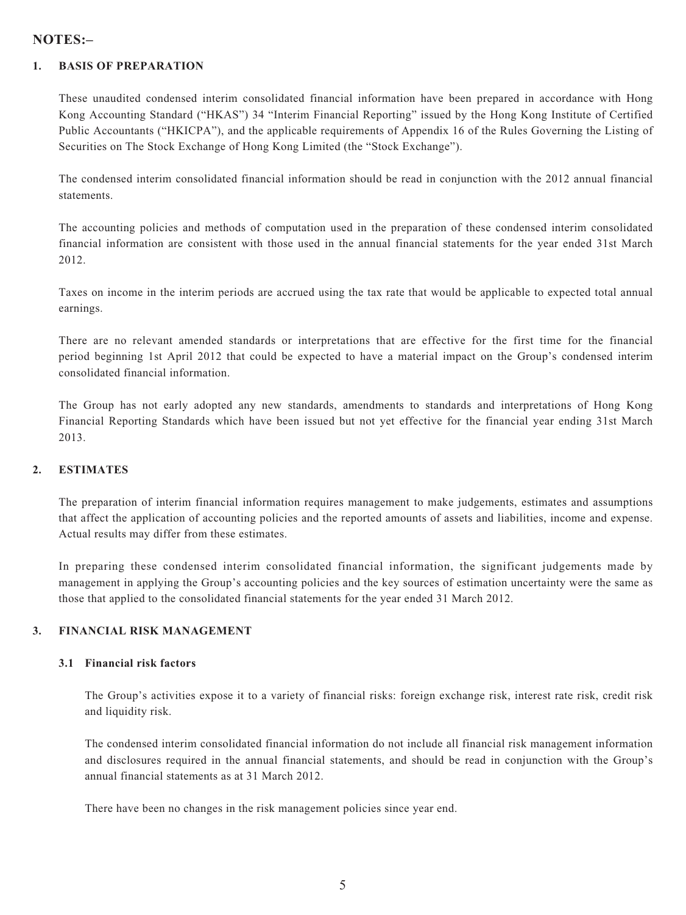## NOTES:–

### 1. BASIS OF PREPARATION

These unaudited condensed interim consolidated financial information have been prepared in accordance with Hong Kong Accounting Standard ("HKAS") 34 "Interim Financial Reporting" issued by the Hong Kong Institute of Certified Public Accountants ("HKICPA"), and the applicable requirements of Appendix 16 of the Rules Governing the Listing of Securities on The Stock Exchange of Hong Kong Limited (the "Stock Exchange").

The condensed interim consolidated financial information should be read in conjunction with the 2012 annual financial statements.

The accounting policies and methods of computation used in the preparation of these condensed interim consolidated financial information are consistent with those used in the annual financial statements for the year ended 31st March 2012.

Taxes on income in the interim periods are accrued using the tax rate that would be applicable to expected total annual earnings.

There are no relevant amended standards or interpretations that are effective for the first time for the financial period beginning 1st April 2012 that could be expected to have a material impact on the Group's condensed interim consolidated financial information.

The Group has not early adopted any new standards, amendments to standards and interpretations of Hong Kong Financial Reporting Standards which have been issued but not yet effective for the financial year ending 31st March 2013.

### 2. ESTIMATES

The preparation of interim financial information requires management to make judgements, estimates and assumptions that affect the application of accounting policies and the reported amounts of assets and liabilities, income and expense. Actual results may differ from these estimates.

In preparing these condensed interim consolidated financial information, the significant judgements made by management in applying the Group's accounting policies and the key sources of estimation uncertainty were the same as those that applied to the consolidated financial statements for the year ended 31 March 2012.

### 3. FINANCIAL RISK MANAGEMENT

#### 3.1 Financial risk factors

The Group's activities expose it to a variety of financial risks: foreign exchange risk, interest rate risk, credit risk and liquidity risk.

The condensed interim consolidated financial information do not include all financial risk management information and disclosures required in the annual financial statements, and should be read in conjunction with the Group's annual financial statements as at 31 March 2012.

There have been no changes in the risk management policies since year end.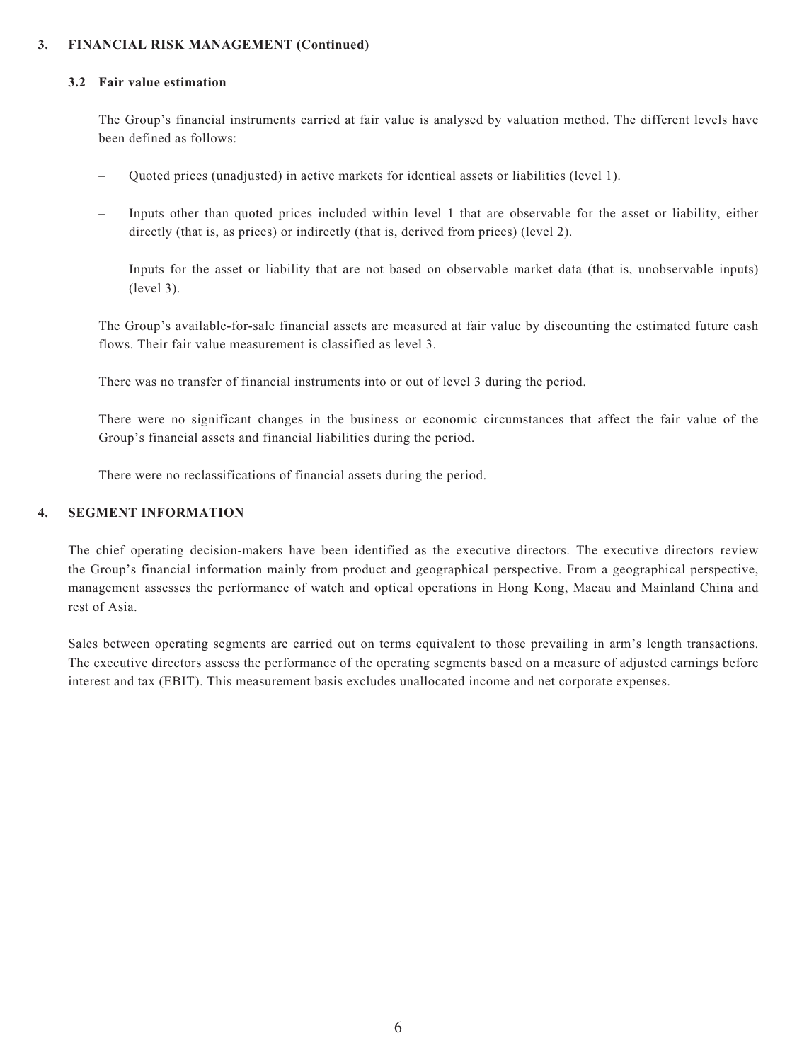## 3. FINANCIAL RISK MANAGEMENT (Continued)

### 3.2 Fair value estimation

The Group's financial instruments carried at fair value is analysed by valuation method. The different levels have been defined as follows:

- Quoted prices (unadjusted) in active markets for identical assets or liabilities (level 1).
- Inputs other than quoted prices included within level 1 that are observable for the asset or liability, either directly (that is, as prices) or indirectly (that is, derived from prices) (level 2).
- Inputs for the asset or liability that are not based on observable market data (that is, unobservable inputs) (level 3).

The Group's available-for-sale financial assets are measured at fair value by discounting the estimated future cash flows. Their fair value measurement is classified as level 3.

There was no transfer of financial instruments into or out of level 3 during the period.

There were no significant changes in the business or economic circumstances that affect the fair value of the Group's financial assets and financial liabilities during the period.

There were no reclassifications of financial assets during the period.

## 4. SEGMENT INFORMATION

The chief operating decision-makers have been identified as the executive directors. The executive directors review the Group's financial information mainly from product and geographical perspective. From a geographical perspective, management assesses the performance of watch and optical operations in Hong Kong, Macau and Mainland China and rest of Asia.

Sales between operating segments are carried out on terms equivalent to those prevailing in arm's length transactions. The executive directors assess the performance of the operating segments based on a measure of adjusted earnings before interest and tax (EBIT). This measurement basis excludes unallocated income and net corporate expenses.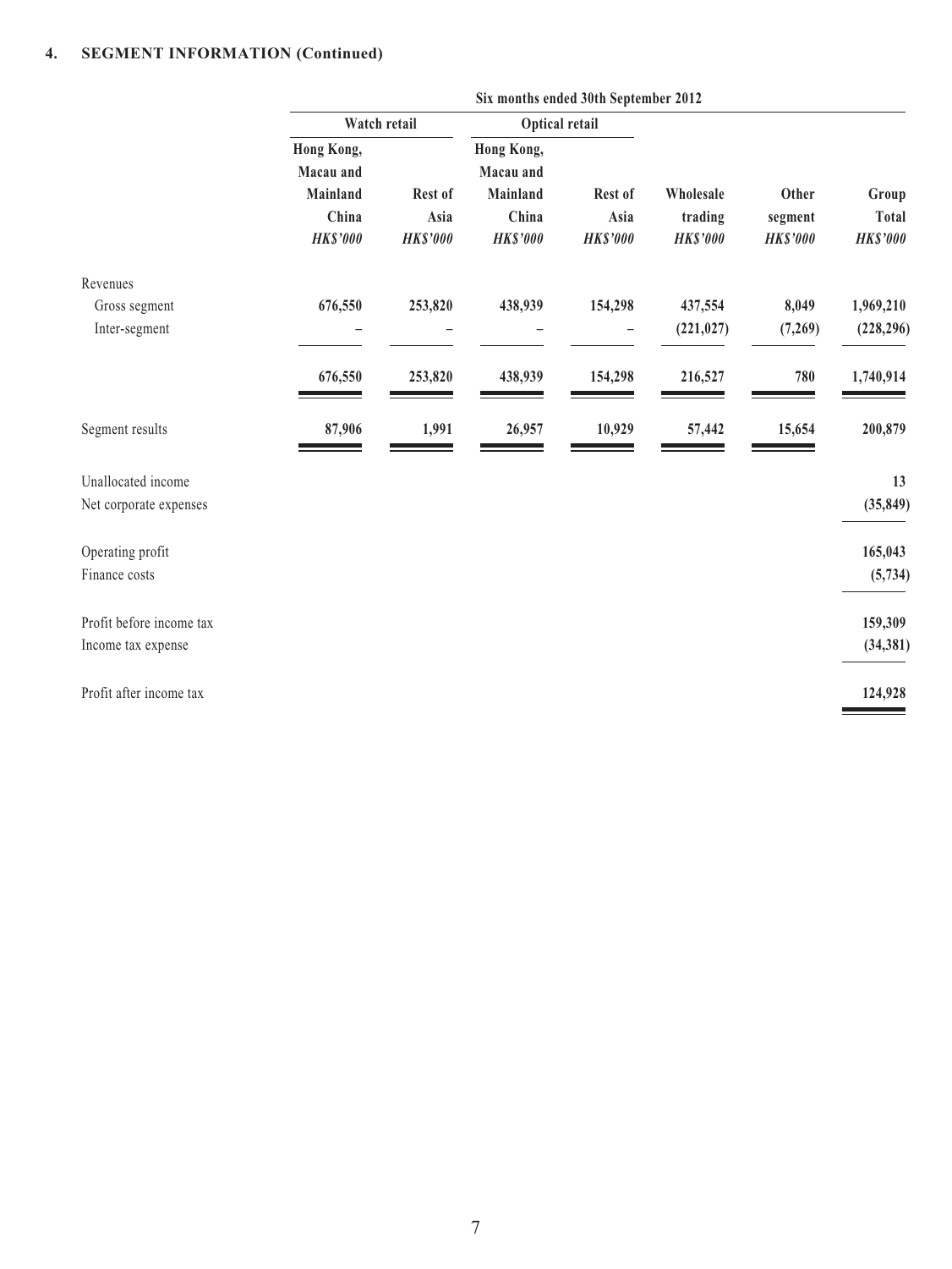**4. SEGMENT INFORMATION (Continued)**

| | Six months ended 30th September 2012 | | | | | | |
|---|---|---|---|---|---|---|---|
| | Watch retail | | Optical retail | | | | |
| | Hong Kong, Macau and Mainland China *HK$'000* | Rest of Asia *HK$'000* | Hong Kong, Macau and Mainland China *HK$'000* | Rest of Asia *HK$'000* | Wholesale trading *HK$'000* | Other segment *HK$'000* | Group Total *HK$'000* |
| Revenues | | | | | | | |
| Gross segment | **676,550** | **253,820** | **438,939** | **154,298** | **437,554** | **8,049** | **1,969,210** |
| Inter-segment | – | – | – | – | **(221,027)** | **(7,269)** | **(228,296)** |
| | **676,550** | **253,820** | **438,939** | **154,298** | **216,527** | **780** | **1,740,914** |
| Segment results | **87,906** | **1,991** | **26,957** | **10,929** | **57,442** | **15,654** | **200,879** |
| Unallocated income | | | | | | | **13** |
| Net corporate expenses | | | | | | | **(35,849)** |
| Operating profit | | | | | | | **165,043** |
| Finance costs | | | | | | | **(5,734)** |
| Profit before income tax | | | | | | | **159,309** |
| Income tax expense | | | | | | | **(34,381)** |
| Profit after income tax | | | | | | | **124,928** |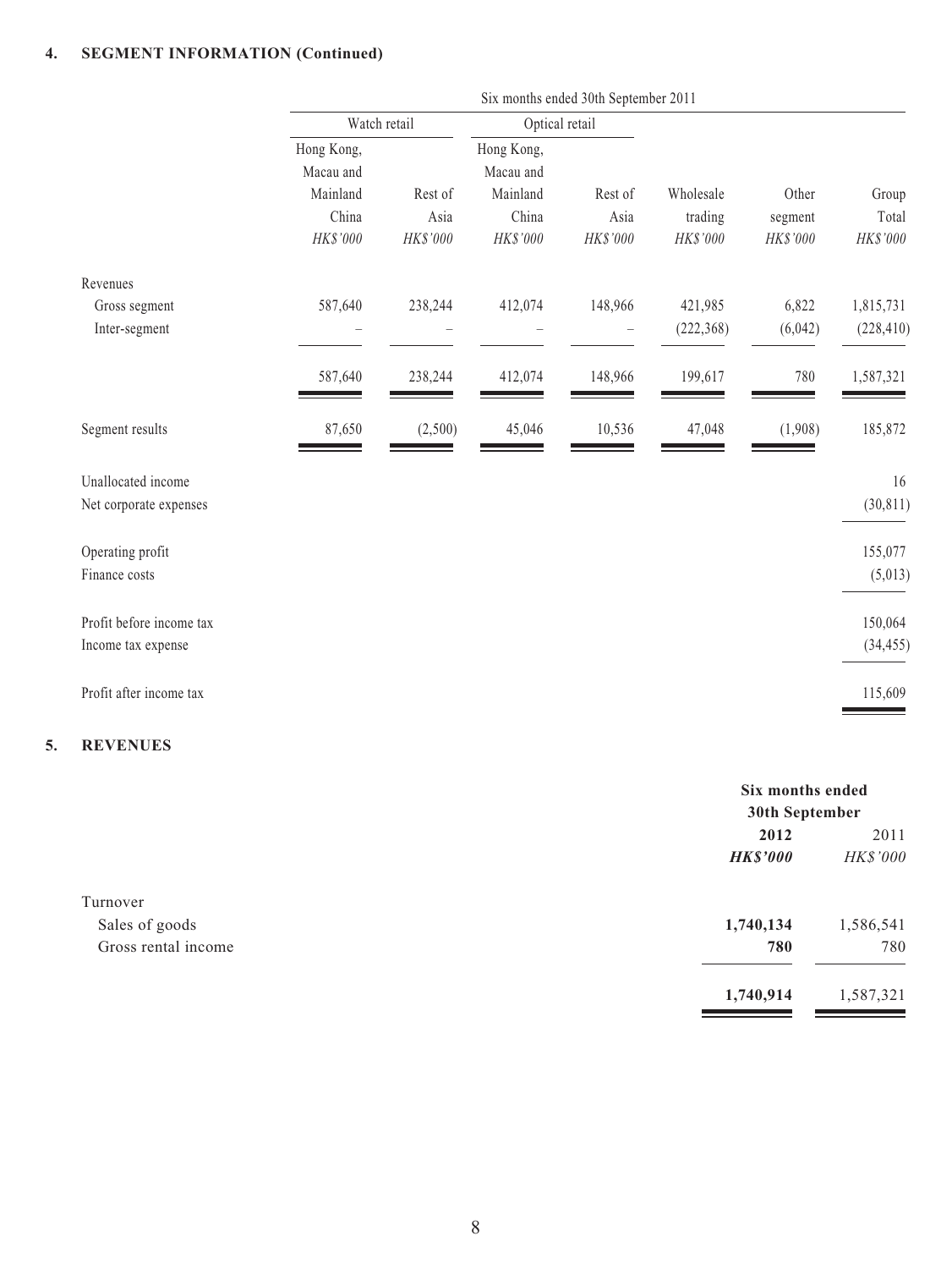## 4. SEGMENT INFORMATION (Continued)

| | Six months ended 30th September 2011 | | | | | | |
|---|---|---|---|---|---|---|---|
| | Watch retail | | Optical retail | | | | |
| | Hong Kong, Macau and Mainland China | Rest of Asia | Hong Kong, Macau and Mainland China | Rest of Asia | Wholesale trading | Other segment | Group Total |
| | *HK$'000* | *HK$'000* | *HK$'000* | *HK$'000* | *HK$'000* | *HK$'000* | *HK$'000* |
| Revenues | | | | | | | |
| Gross segment | 587,640 | 238,244 | 412,074 | 148,966 | 421,985 | 6,822 | 1,815,731 |
| Inter-segment | – | – | – | – | (222,368) | (6,042) | (228,410) |
| | 587,640 | 238,244 | 412,074 | 148,966 | 199,617 | 780 | 1,587,321 |
| Segment results | 87,650 | (2,500) | 45,046 | 10,536 | 47,048 | (1,908) | 185,872 |
| Unallocated income | | | | | | | 16 |
| Net corporate expenses | | | | | | | (30,811) |
| Operating profit | | | | | | | 155,077 |
| Finance costs | | | | | | | (5,013) |
| Profit before income tax | | | | | | | 150,064 |
| Income tax expense | | | | | | | (34,455) |
| Profit after income tax | | | | | | | 115,609 |

## 5. REVENUES

| | Six months ended 30th September | |
|---|---|---|
| | **2012** | 2011 |
| | ***HK$'000*** | *HK$'000* |
| Turnover | | |
| Sales of goods | **1,740,134** | 1,586,541 |
| Gross rental income | **780** | 780 |
| | **1,740,914** | 1,587,321 |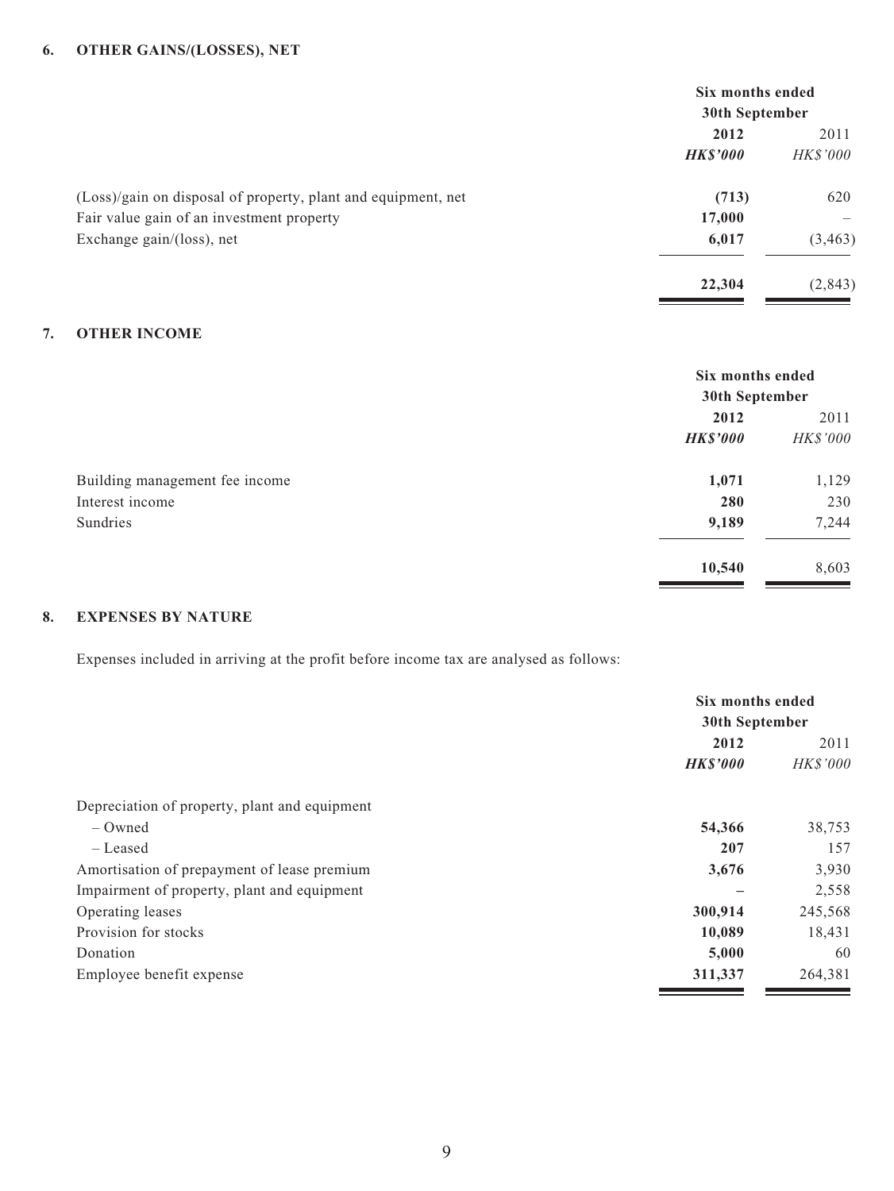## 6. OTHER GAINS/(LOSSES), NET

| | Six months ended 30th September | |
|---|---|---|
| | **2012** | 2011 |
| | ***HK$'000*** | *HK$'000* |
| (Loss)/gain on disposal of property, plant and equipment, net | **(713)** | 620 |
| Fair value gain of an investment property | **17,000** | – |
| Exchange gain/(loss), net | **6,017** | (3,463) |
| | **22,304** | (2,843) |

## 7. OTHER INCOME

| | Six months ended 30th September | |
|---|---|---|
| | **2012** | 2011 |
| | ***HK$'000*** | *HK$'000* |
| Building management fee income | **1,071** | 1,129 |
| Interest income | **280** | 230 |
| Sundries | **9,189** | 7,244 |
| | **10,540** | 8,603 |

## 8. EXPENSES BY NATURE

Expenses included in arriving at the profit before income tax are analysed as follows:

| | Six months ended 30th September | |
|---|---|---|
| | **2012** | 2011 |
| | ***HK$'000*** | *HK$'000* |
| Depreciation of property, plant and equipment | | |
| – Owned | **54,366** | 38,753 |
| – Leased | **207** | 157 |
| Amortisation of prepayment of lease premium | **3,676** | 3,930 |
| Impairment of property, plant and equipment | **–** | 2,558 |
| Operating leases | **300,914** | 245,568 |
| Provision for stocks | **10,089** | 18,431 |
| Donation | **5,000** | 60 |
| Employee benefit expense | **311,337** | 264,381 |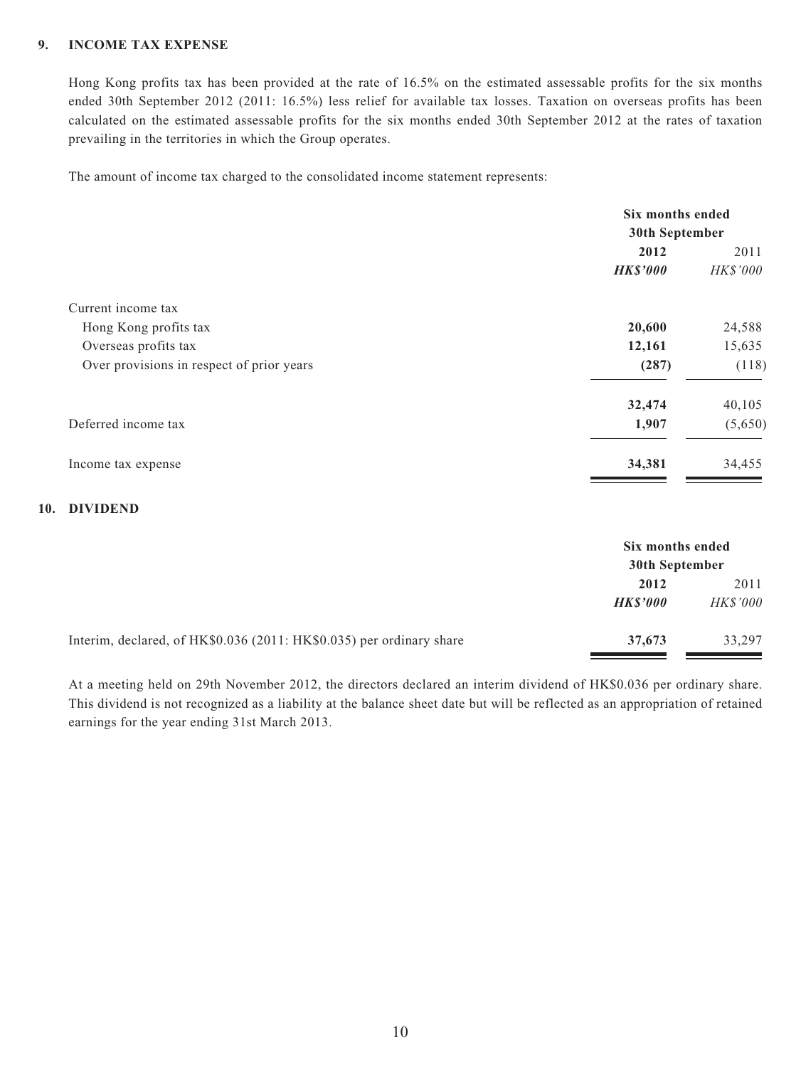## 9. INCOME TAX EXPENSE

Hong Kong profits tax has been provided at the rate of 16.5% on the estimated assessable profits for the six months ended 30th September 2012 (2011: 16.5%) less relief for available tax losses. Taxation on overseas profits has been calculated on the estimated assessable profits for the six months ended 30th September 2012 at the rates of taxation prevailing in the territories in which the Group operates.

The amount of income tax charged to the consolidated income statement represents:

| | Six months ended 30th September | |
|---|---|---|
| | **2012** | 2011 |
| | ***HK$'000*** | *HK$'000* |
| Current income tax | | |
| Hong Kong profits tax | **20,600** | 24,588 |
| Overseas profits tax | **12,161** | 15,635 |
| Over provisions in respect of prior years | **(287)** | (118) |
| | **32,474** | 40,105 |
| Deferred income tax | **1,907** | (5,650) |
| Income tax expense | **34,381** | 34,455 |

## 10. DIVIDEND

| | Six months ended 30th September | |
|---|---|---|
| | **2012** | 2011 |
| | ***HK$'000*** | *HK$'000* |
| Interim, declared, of HK$0.036 (2011: HK$0.035) per ordinary share | **37,673** | 33,297 |

At a meeting held on 29th November 2012, the directors declared an interim dividend of HK$0.036 per ordinary share. This dividend is not recognized as a liability at the balance sheet date but will be reflected as an appropriation of retained earnings for the year ending 31st March 2013.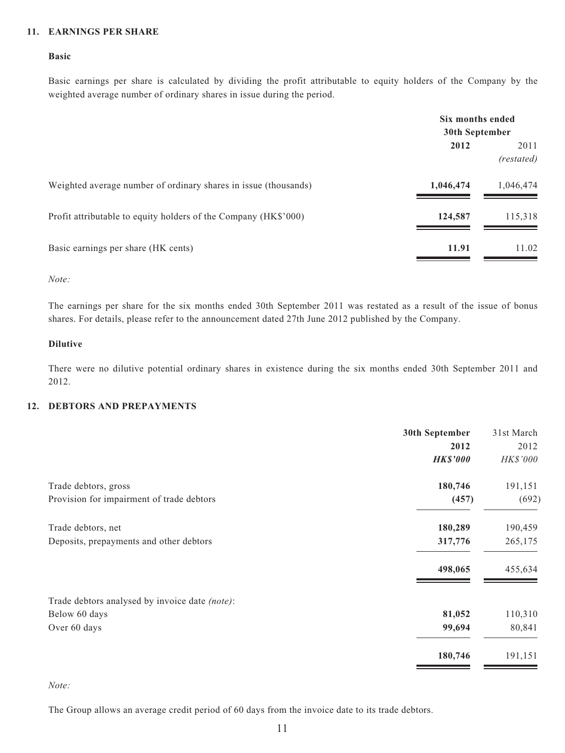## 11. EARNINGS PER SHARE

### Basic

Basic earnings per share is calculated by dividing the profit attributable to equity holders of the Company by the weighted average number of ordinary shares in issue during the period.

| | Six months ended 30th September | |
|---|---|---|
| | **2012** | 2011 *(restated)* |
| Weighted average number of ordinary shares in issue (thousands) | **1,046,474** | 1,046,474 |
| Profit attributable to equity holders of the Company (HK$'000) | **124,587** | 115,318 |
| Basic earnings per share (HK cents) | **11.91** | 11.02 |

*Note:*

The earnings per share for the six months ended 30th September 2011 was restated as a result of the issue of bonus shares. For details, please refer to the announcement dated 27th June 2012 published by the Company.

### Dilutive

There were no dilutive potential ordinary shares in existence during the six months ended 30th September 2011 and 2012.

## 12. DEBTORS AND PREPAYMENTS

| | **30th September 2012** | 31st March 2012 |
|---|---|---|
| | ***HK$'000*** | *HK$'000* |
| Trade debtors, gross | **180,746** | 191,151 |
| Provision for impairment of trade debtors | **(457)** | (692) |
| Trade debtors, net | **180,289** | 190,459 |
| Deposits, prepayments and other debtors | **317,776** | 265,175 |
| | **498,065** | 455,634 |
| Trade debtors analysed by invoice date *(note)*: | | |
| Below 60 days | **81,052** | 110,310 |
| Over 60 days | **99,694** | 80,841 |
| | **180,746** | 191,151 |

*Note:*

The Group allows an average credit period of 60 days from the invoice date to its trade debtors.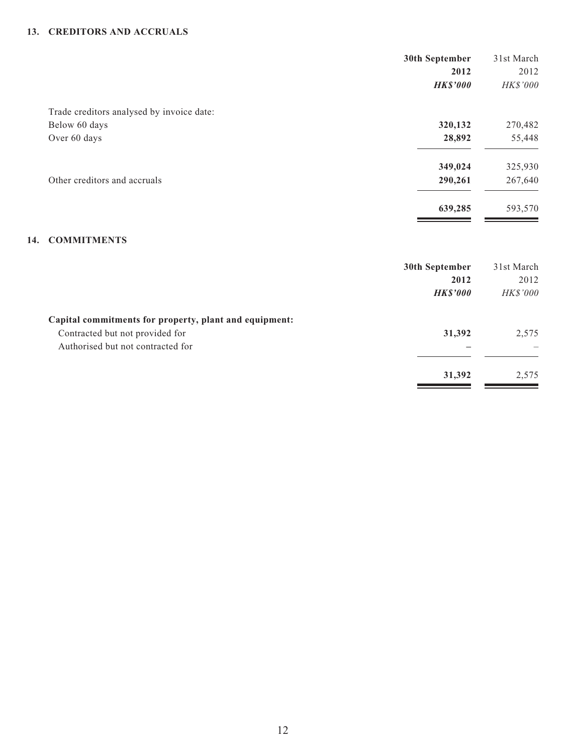## 13. CREDITORS AND ACCRUALS

| | 30th September 2012 | 31st March 2012 |
|---|---|---|
| | ***HK$'000*** | *HK$'000* |
| Trade creditors analysed by invoice date: | | |
| Below 60 days | **320,132** | 270,482 |
| Over 60 days | **28,892** | 55,448 |
| | **349,024** | 325,930 |
| Other creditors and accruals | **290,261** | 267,640 |
| | **639,285** | 593,570 |

## 14. COMMITMENTS

| | 30th September 2012 | 31st March 2012 |
|---|---|---|
| | ***HK$'000*** | *HK$'000* |
| **Capital commitments for property, plant and equipment:** | | |
| Contracted but not provided for | **31,392** | 2,575 |
| Authorised but not contracted for | **–** | – |
| | **31,392** | 2,575 |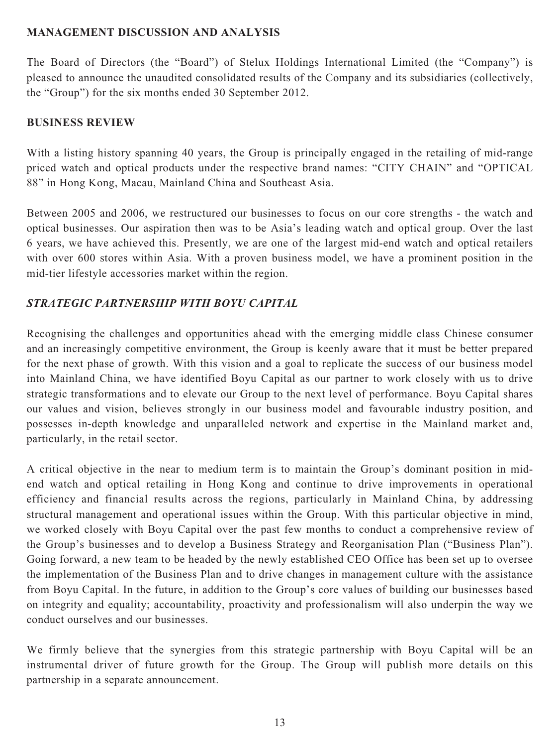**MANAGEMENT DISCUSSION AND ANALYSIS**

The Board of Directors (the "Board") of Stelux Holdings International Limited (the "Company") is pleased to announce the unaudited consolidated results of the Company and its subsidiaries (collectively, the "Group") for the six months ended 30 September 2012.

**BUSINESS REVIEW**

With a listing history spanning 40 years, the Group is principally engaged in the retailing of mid-range priced watch and optical products under the respective brand names: "CITY CHAIN" and "OPTICAL 88" in Hong Kong, Macau, Mainland China and Southeast Asia.

Between 2005 and 2006, we restructured our businesses to focus on our core strengths - the watch and optical businesses. Our aspiration then was to be Asia's leading watch and optical group. Over the last 6 years, we have achieved this. Presently, we are one of the largest mid-end watch and optical retailers with over 600 stores within Asia. With a proven business model, we have a prominent position in the mid-tier lifestyle accessories market within the region.

***STRATEGIC PARTNERSHIP WITH BOYU CAPITAL***

Recognising the challenges and opportunities ahead with the emerging middle class Chinese consumer and an increasingly competitive environment, the Group is keenly aware that it must be better prepared for the next phase of growth. With this vision and a goal to replicate the success of our business model into Mainland China, we have identified Boyu Capital as our partner to work closely with us to drive strategic transformations and to elevate our Group to the next level of performance. Boyu Capital shares our values and vision, believes strongly in our business model and favourable industry position, and possesses in-depth knowledge and unparalleled network and expertise in the Mainland market and, particularly, in the retail sector.

A critical objective in the near to medium term is to maintain the Group's dominant position in mid-end watch and optical retailing in Hong Kong and continue to drive improvements in operational efficiency and financial results across the regions, particularly in Mainland China, by addressing structural management and operational issues within the Group. With this particular objective in mind, we worked closely with Boyu Capital over the past few months to conduct a comprehensive review of the Group's businesses and to develop a Business Strategy and Reorganisation Plan ("Business Plan"). Going forward, a new team to be headed by the newly established CEO Office has been set up to oversee the implementation of the Business Plan and to drive changes in management culture with the assistance from Boyu Capital. In the future, in addition to the Group's core values of building our businesses based on integrity and equality; accountability, proactivity and professionalism will also underpin the way we conduct ourselves and our businesses.

We firmly believe that the synergies from this strategic partnership with Boyu Capital will be an instrumental driver of future growth for the Group. The Group will publish more details on this partnership in a separate announcement.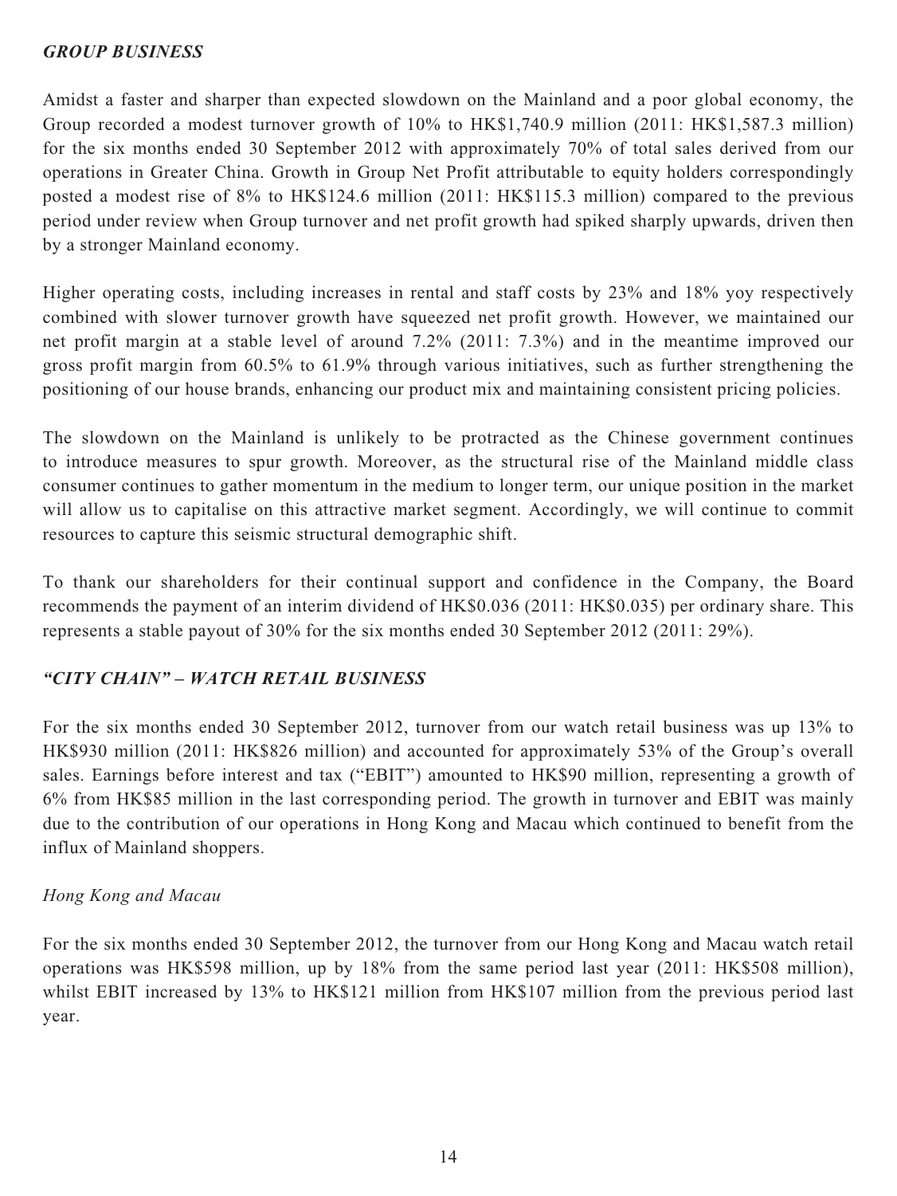### *GROUP BUSINESS*

Amidst a faster and sharper than expected slowdown on the Mainland and a poor global economy, the Group recorded a modest turnover growth of 10% to HK$1,740.9 million (2011: HK$1,587.3 million) for the six months ended 30 September 2012 with approximately 70% of total sales derived from our operations in Greater China. Growth in Group Net Profit attributable to equity holders correspondingly posted a modest rise of 8% to HK$124.6 million (2011: HK$115.3 million) compared to the previous period under review when Group turnover and net profit growth had spiked sharply upwards, driven then by a stronger Mainland economy.

Higher operating costs, including increases in rental and staff costs by 23% and 18% yoy respectively combined with slower turnover growth have squeezed net profit growth. However, we maintained our net profit margin at a stable level of around 7.2% (2011: 7.3%) and in the meantime improved our gross profit margin from 60.5% to 61.9% through various initiatives, such as further strengthening the positioning of our house brands, enhancing our product mix and maintaining consistent pricing policies.

The slowdown on the Mainland is unlikely to be protracted as the Chinese government continues to introduce measures to spur growth. Moreover, as the structural rise of the Mainland middle class consumer continues to gather momentum in the medium to longer term, our unique position in the market will allow us to capitalise on this attractive market segment. Accordingly, we will continue to commit resources to capture this seismic structural demographic shift.

To thank our shareholders for their continual support and confidence in the Company, the Board recommends the payment of an interim dividend of HK$0.036 (2011: HK$0.035) per ordinary share. This represents a stable payout of 30% for the six months ended 30 September 2012 (2011: 29%).

### *"CITY CHAIN" – WATCH RETAIL BUSINESS*

For the six months ended 30 September 2012, turnover from our watch retail business was up 13% to HK$930 million (2011: HK$826 million) and accounted for approximately 53% of the Group's overall sales. Earnings before interest and tax ("EBIT") amounted to HK$90 million, representing a growth of 6% from HK$85 million in the last corresponding period. The growth in turnover and EBIT was mainly due to the contribution of our operations in Hong Kong and Macau which continued to benefit from the influx of Mainland shoppers.

*Hong Kong and Macau*

For the six months ended 30 September 2012, the turnover from our Hong Kong and Macau watch retail operations was HK$598 million, up by 18% from the same period last year (2011: HK$508 million), whilst EBIT increased by 13% to HK$121 million from HK$107 million from the previous period last year.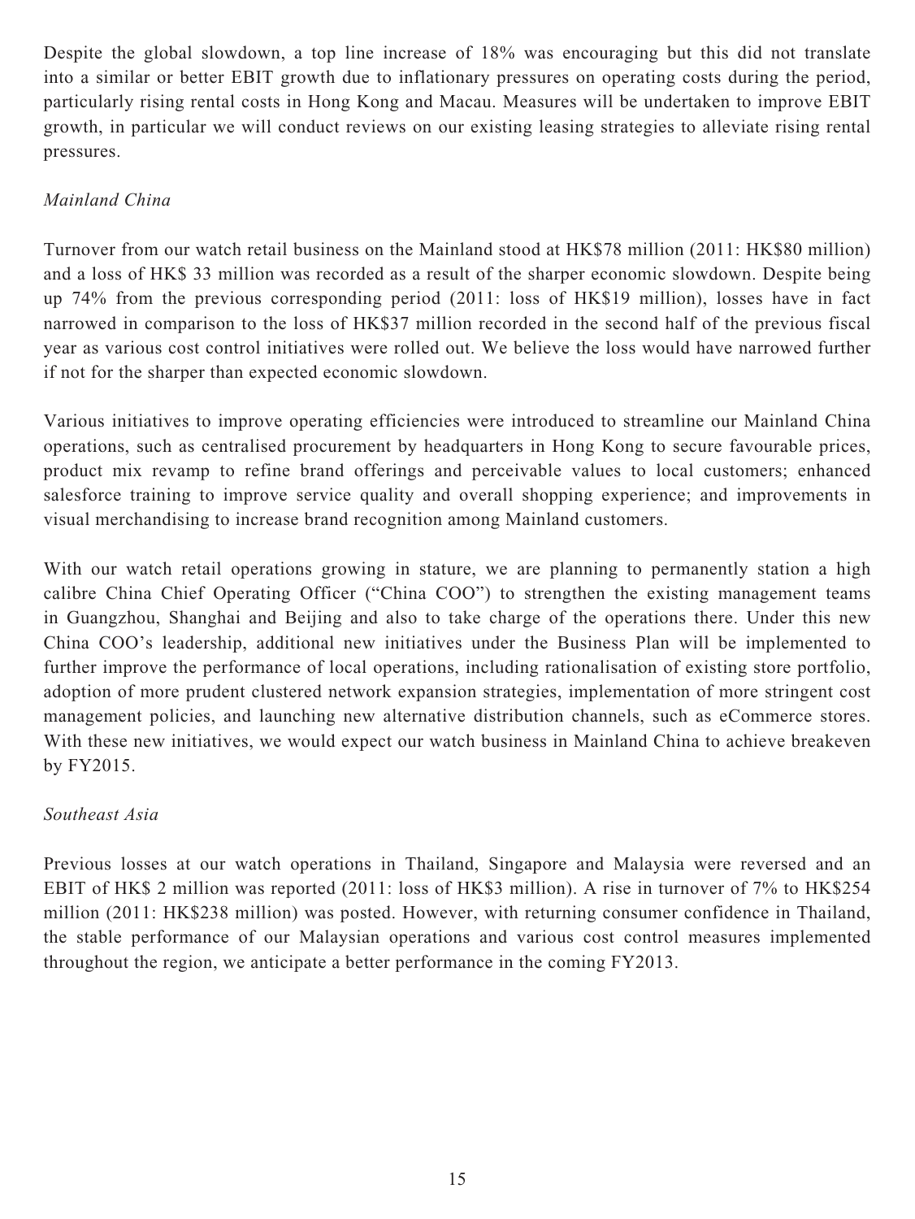Despite the global slowdown, a top line increase of 18% was encouraging but this did not translate into a similar or better EBIT growth due to inflationary pressures on operating costs during the period, particularly rising rental costs in Hong Kong and Macau. Measures will be undertaken to improve EBIT growth, in particular we will conduct reviews on our existing leasing strategies to alleviate rising rental pressures.

*Mainland China*

Turnover from our watch retail business on the Mainland stood at HK$78 million (2011: HK$80 million) and a loss of HK$ 33 million was recorded as a result of the sharper economic slowdown. Despite being up 74% from the previous corresponding period (2011: loss of HK$19 million), losses have in fact narrowed in comparison to the loss of HK$37 million recorded in the second half of the previous fiscal year as various cost control initiatives were rolled out. We believe the loss would have narrowed further if not for the sharper than expected economic slowdown.

Various initiatives to improve operating efficiencies were introduced to streamline our Mainland China operations, such as centralised procurement by headquarters in Hong Kong to secure favourable prices, product mix revamp to refine brand offerings and perceivable values to local customers; enhanced salesforce training to improve service quality and overall shopping experience; and improvements in visual merchandising to increase brand recognition among Mainland customers.

With our watch retail operations growing in stature, we are planning to permanently station a high calibre China Chief Operating Officer ("China COO") to strengthen the existing management teams in Guangzhou, Shanghai and Beijing and also to take charge of the operations there. Under this new China COO's leadership, additional new initiatives under the Business Plan will be implemented to further improve the performance of local operations, including rationalisation of existing store portfolio, adoption of more prudent clustered network expansion strategies, implementation of more stringent cost management policies, and launching new alternative distribution channels, such as eCommerce stores. With these new initiatives, we would expect our watch business in Mainland China to achieve breakeven by FY2015.

*Southeast Asia*

Previous losses at our watch operations in Thailand, Singapore and Malaysia were reversed and an EBIT of HK$ 2 million was reported (2011: loss of HK$3 million). A rise in turnover of 7% to HK$254 million (2011: HK$238 million) was posted. However, with returning consumer confidence in Thailand, the stable performance of our Malaysian operations and various cost control measures implemented throughout the region, we anticipate a better performance in the coming FY2013.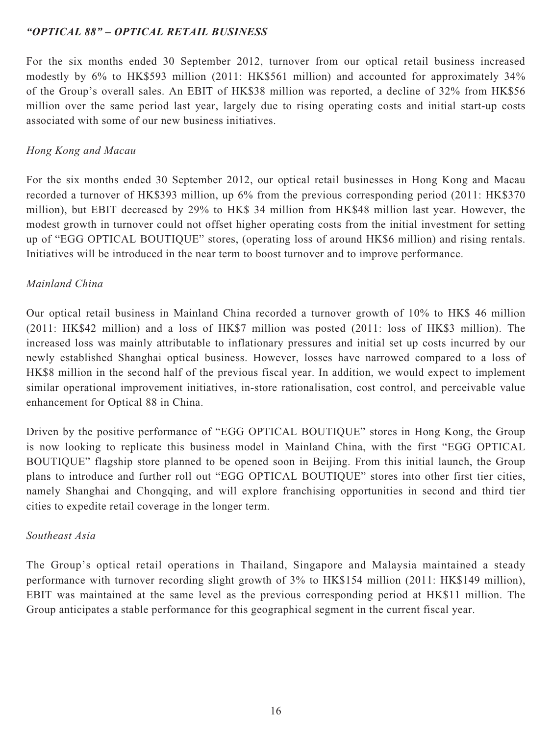### *"OPTICAL 88" – OPTICAL RETAIL BUSINESS*

For the six months ended 30 September 2012, turnover from our optical retail business increased modestly by 6% to HK$593 million (2011: HK$561 million) and accounted for approximately 34% of the Group's overall sales. An EBIT of HK$38 million was reported, a decline of 32% from HK$56 million over the same period last year, largely due to rising operating costs and initial start-up costs associated with some of our new business initiatives.

*Hong Kong and Macau*

For the six months ended 30 September 2012, our optical retail businesses in Hong Kong and Macau recorded a turnover of HK$393 million, up 6% from the previous corresponding period (2011: HK$370 million), but EBIT decreased by 29% to HK$ 34 million from HK$48 million last year. However, the modest growth in turnover could not offset higher operating costs from the initial investment for setting up of "EGG OPTICAL BOUTIQUE" stores, (operating loss of around HK$6 million) and rising rentals. Initiatives will be introduced in the near term to boost turnover and to improve performance.

*Mainland China*

Our optical retail business in Mainland China recorded a turnover growth of 10% to HK$ 46 million (2011: HK$42 million) and a loss of HK$7 million was posted (2011: loss of HK$3 million). The increased loss was mainly attributable to inflationary pressures and initial set up costs incurred by our newly established Shanghai optical business. However, losses have narrowed compared to a loss of HK$8 million in the second half of the previous fiscal year. In addition, we would expect to implement similar operational improvement initiatives, in-store rationalisation, cost control, and perceivable value enhancement for Optical 88 in China.

Driven by the positive performance of "EGG OPTICAL BOUTIQUE" stores in Hong Kong, the Group is now looking to replicate this business model in Mainland China, with the first "EGG OPTICAL BOUTIQUE" flagship store planned to be opened soon in Beijing. From this initial launch, the Group plans to introduce and further roll out "EGG OPTICAL BOUTIQUE" stores into other first tier cities, namely Shanghai and Chongqing, and will explore franchising opportunities in second and third tier cities to expedite retail coverage in the longer term.

*Southeast Asia*

The Group's optical retail operations in Thailand, Singapore and Malaysia maintained a steady performance with turnover recording slight growth of 3% to HK$154 million (2011: HK$149 million), EBIT was maintained at the same level as the previous corresponding period at HK$11 million. The Group anticipates a stable performance for this geographical segment in the current fiscal year.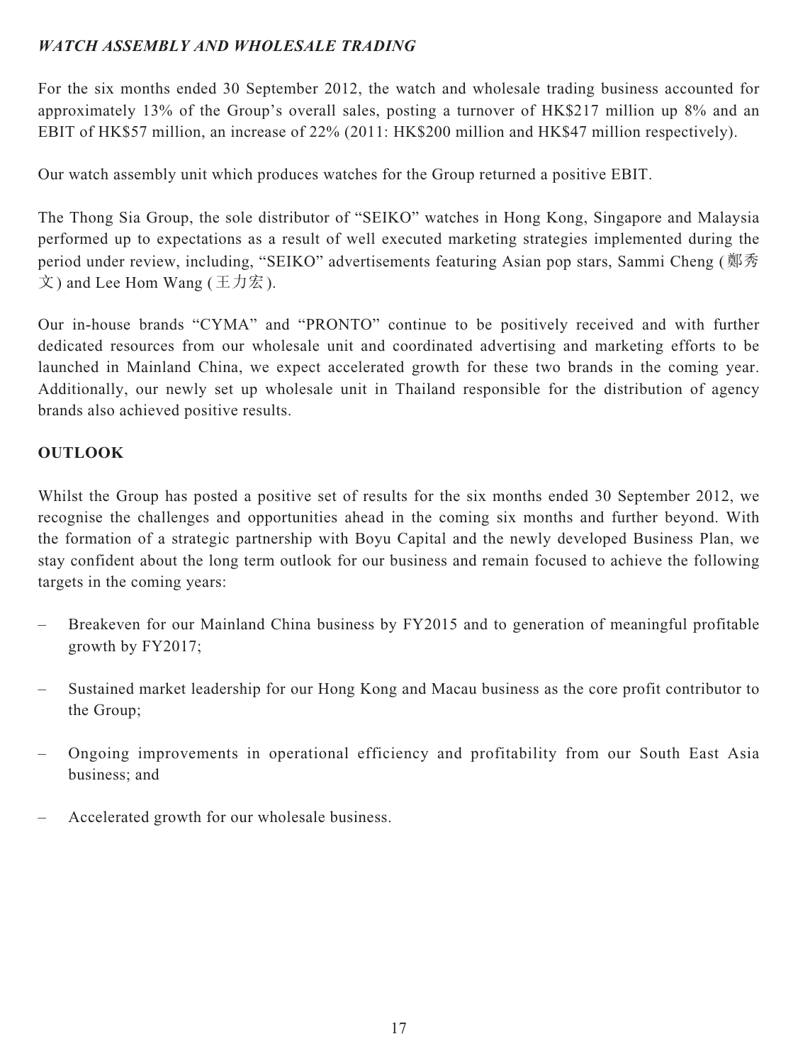### *WATCH ASSEMBLY AND WHOLESALE TRADING*

For the six months ended 30 September 2012, the watch and wholesale trading business accounted for approximately 13% of the Group's overall sales, posting a turnover of HK$217 million up 8% and an EBIT of HK$57 million, an increase of 22% (2011: HK$200 million and HK$47 million respectively).

Our watch assembly unit which produces watches for the Group returned a positive EBIT.

The Thong Sia Group, the sole distributor of "SEIKO" watches in Hong Kong, Singapore and Malaysia performed up to expectations as a result of well executed marketing strategies implemented during the period under review, including, "SEIKO" advertisements featuring Asian pop stars, Sammi Cheng (鄭秀文) and Lee Hom Wang (王力宏).

Our in-house brands "CYMA" and "PRONTO" continue to be positively received and with further dedicated resources from our wholesale unit and coordinated advertising and marketing efforts to be launched in Mainland China, we expect accelerated growth for these two brands in the coming year. Additionally, our newly set up wholesale unit in Thailand responsible for the distribution of agency brands also achieved positive results.

## OUTLOOK

Whilst the Group has posted a positive set of results for the six months ended 30 September 2012, we recognise the challenges and opportunities ahead in the coming six months and further beyond. With the formation of a strategic partnership with Boyu Capital and the newly developed Business Plan, we stay confident about the long term outlook for our business and remain focused to achieve the following targets in the coming years:

– Breakeven for our Mainland China business by FY2015 and to generation of meaningful profitable growth by FY2017;

– Sustained market leadership for our Hong Kong and Macau business as the core profit contributor to the Group;

– Ongoing improvements in operational efficiency and profitability from our South East Asia business; and

– Accelerated growth for our wholesale business.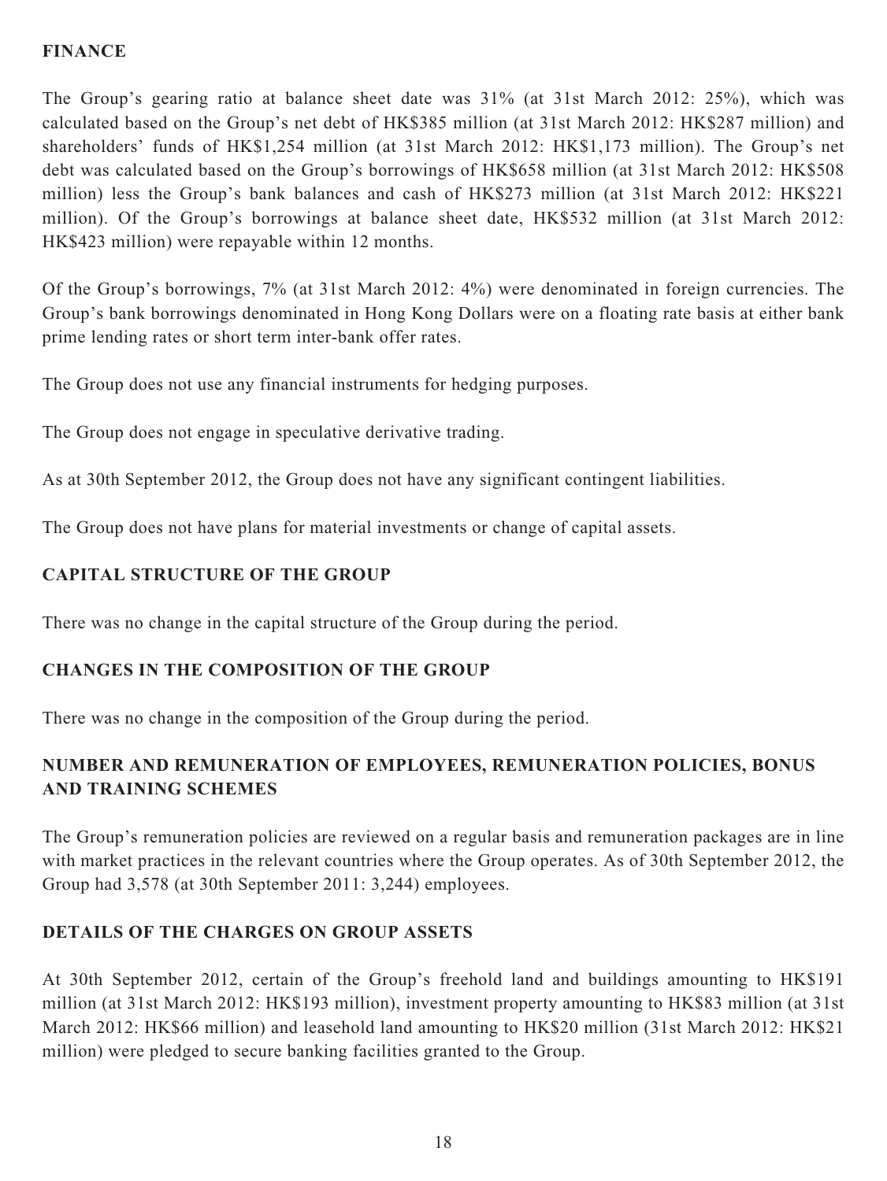## FINANCE

The Group's gearing ratio at balance sheet date was 31% (at 31st March 2012: 25%), which was calculated based on the Group's net debt of HK$385 million (at 31st March 2012: HK$287 million) and shareholders' funds of HK$1,254 million (at 31st March 2012: HK$1,173 million). The Group's net debt was calculated based on the Group's borrowings of HK$658 million (at 31st March 2012: HK$508 million) less the Group's bank balances and cash of HK$273 million (at 31st March 2012: HK$221 million). Of the Group's borrowings at balance sheet date, HK$532 million (at 31st March 2012: HK$423 million) were repayable within 12 months.

Of the Group's borrowings, 7% (at 31st March 2012: 4%) were denominated in foreign currencies. The Group's bank borrowings denominated in Hong Kong Dollars were on a floating rate basis at either bank prime lending rates or short term inter-bank offer rates.

The Group does not use any financial instruments for hedging purposes.

The Group does not engage in speculative derivative trading.

As at 30th September 2012, the Group does not have any significant contingent liabilities.

The Group does not have plans for material investments or change of capital assets.

## CAPITAL STRUCTURE OF THE GROUP

There was no change in the capital structure of the Group during the period.

## CHANGES IN THE COMPOSITION OF THE GROUP

There was no change in the composition of the Group during the period.

## NUMBER AND REMUNERATION OF EMPLOYEES, REMUNERATION POLICIES, BONUS AND TRAINING SCHEMES

The Group's remuneration policies are reviewed on a regular basis and remuneration packages are in line with market practices in the relevant countries where the Group operates. As of 30th September 2012, the Group had 3,578 (at 30th September 2011: 3,244) employees.

## DETAILS OF THE CHARGES ON GROUP ASSETS

At 30th September 2012, certain of the Group's freehold land and buildings amounting to HK$191 million (at 31st March 2012: HK$193 million), investment property amounting to HK$83 million (at 31st March 2012: HK$66 million) and leasehold land amounting to HK$20 million (31st March 2012: HK$21 million) were pledged to secure banking facilities granted to the Group.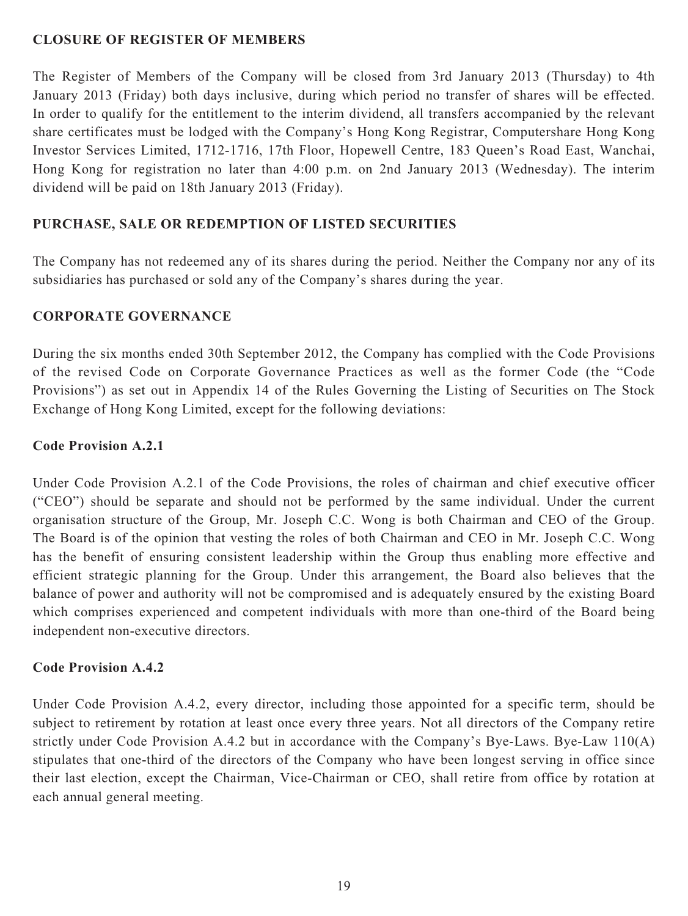## CLOSURE OF REGISTER OF MEMBERS

The Register of Members of the Company will be closed from 3rd January 2013 (Thursday) to 4th January 2013 (Friday) both days inclusive, during which period no transfer of shares will be effected. In order to qualify for the entitlement to the interim dividend, all transfers accompanied by the relevant share certificates must be lodged with the Company's Hong Kong Registrar, Computershare Hong Kong Investor Services Limited, 1712-1716, 17th Floor, Hopewell Centre, 183 Queen's Road East, Wanchai, Hong Kong for registration no later than 4:00 p.m. on 2nd January 2013 (Wednesday). The interim dividend will be paid on 18th January 2013 (Friday).

## PURCHASE, SALE OR REDEMPTION OF LISTED SECURITIES

The Company has not redeemed any of its shares during the period. Neither the Company nor any of its subsidiaries has purchased or sold any of the Company's shares during the year.

## CORPORATE GOVERNANCE

During the six months ended 30th September 2012, the Company has complied with the Code Provisions of the revised Code on Corporate Governance Practices as well as the former Code (the "Code Provisions") as set out in Appendix 14 of the Rules Governing the Listing of Securities on The Stock Exchange of Hong Kong Limited, except for the following deviations:

### Code Provision A.2.1

Under Code Provision A.2.1 of the Code Provisions, the roles of chairman and chief executive officer ("CEO") should be separate and should not be performed by the same individual. Under the current organisation structure of the Group, Mr. Joseph C.C. Wong is both Chairman and CEO of the Group. The Board is of the opinion that vesting the roles of both Chairman and CEO in Mr. Joseph C.C. Wong has the benefit of ensuring consistent leadership within the Group thus enabling more effective and efficient strategic planning for the Group. Under this arrangement, the Board also believes that the balance of power and authority will not be compromised and is adequately ensured by the existing Board which comprises experienced and competent individuals with more than one-third of the Board being independent non-executive directors.

### Code Provision A.4.2

Under Code Provision A.4.2, every director, including those appointed for a specific term, should be subject to retirement by rotation at least once every three years. Not all directors of the Company retire strictly under Code Provision A.4.2 but in accordance with the Company's Bye-Laws. Bye-Law 110(A) stipulates that one-third of the directors of the Company who have been longest serving in office since their last election, except the Chairman, Vice-Chairman or CEO, shall retire from office by rotation at each annual general meeting.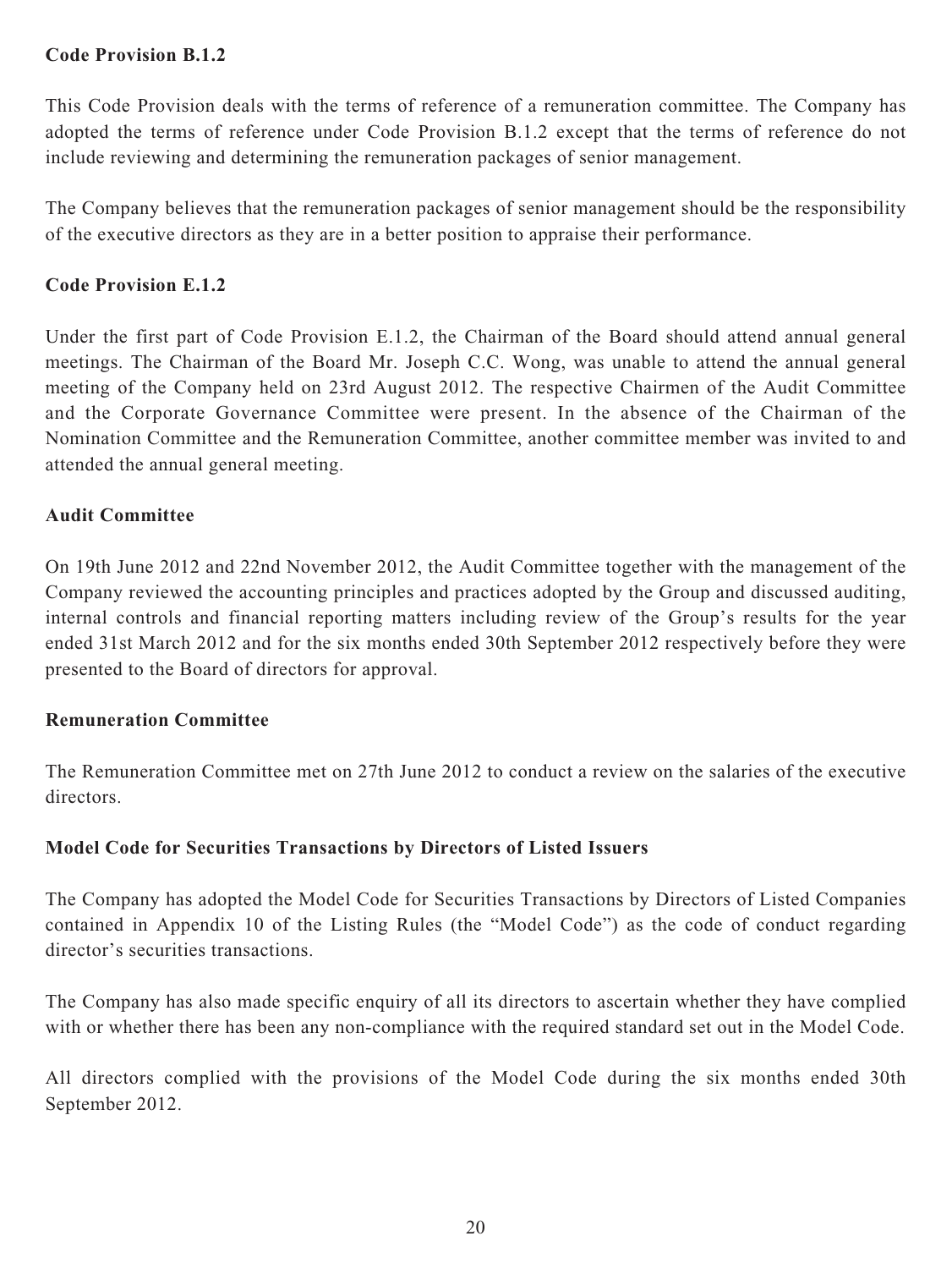**Code Provision B.1.2**

This Code Provision deals with the terms of reference of a remuneration committee. The Company has adopted the terms of reference under Code Provision B.1.2 except that the terms of reference do not include reviewing and determining the remuneration packages of senior management.

The Company believes that the remuneration packages of senior management should be the responsibility of the executive directors as they are in a better position to appraise their performance.

**Code Provision E.1.2**

Under the first part of Code Provision E.1.2, the Chairman of the Board should attend annual general meetings. The Chairman of the Board Mr. Joseph C.C. Wong, was unable to attend the annual general meeting of the Company held on 23rd August 2012. The respective Chairmen of the Audit Committee and the Corporate Governance Committee were present. In the absence of the Chairman of the Nomination Committee and the Remuneration Committee, another committee member was invited to and attended the annual general meeting.

**Audit Committee**

On 19th June 2012 and 22nd November 2012, the Audit Committee together with the management of the Company reviewed the accounting principles and practices adopted by the Group and discussed auditing, internal controls and financial reporting matters including review of the Group's results for the year ended 31st March 2012 and for the six months ended 30th September 2012 respectively before they were presented to the Board of directors for approval.

**Remuneration Committee**

The Remuneration Committee met on 27th June 2012 to conduct a review on the salaries of the executive directors.

**Model Code for Securities Transactions by Directors of Listed Issuers**

The Company has adopted the Model Code for Securities Transactions by Directors of Listed Companies contained in Appendix 10 of the Listing Rules (the "Model Code") as the code of conduct regarding director's securities transactions.

The Company has also made specific enquiry of all its directors to ascertain whether they have complied with or whether there has been any non-compliance with the required standard set out in the Model Code.

All directors complied with the provisions of the Model Code during the six months ended 30th September 2012.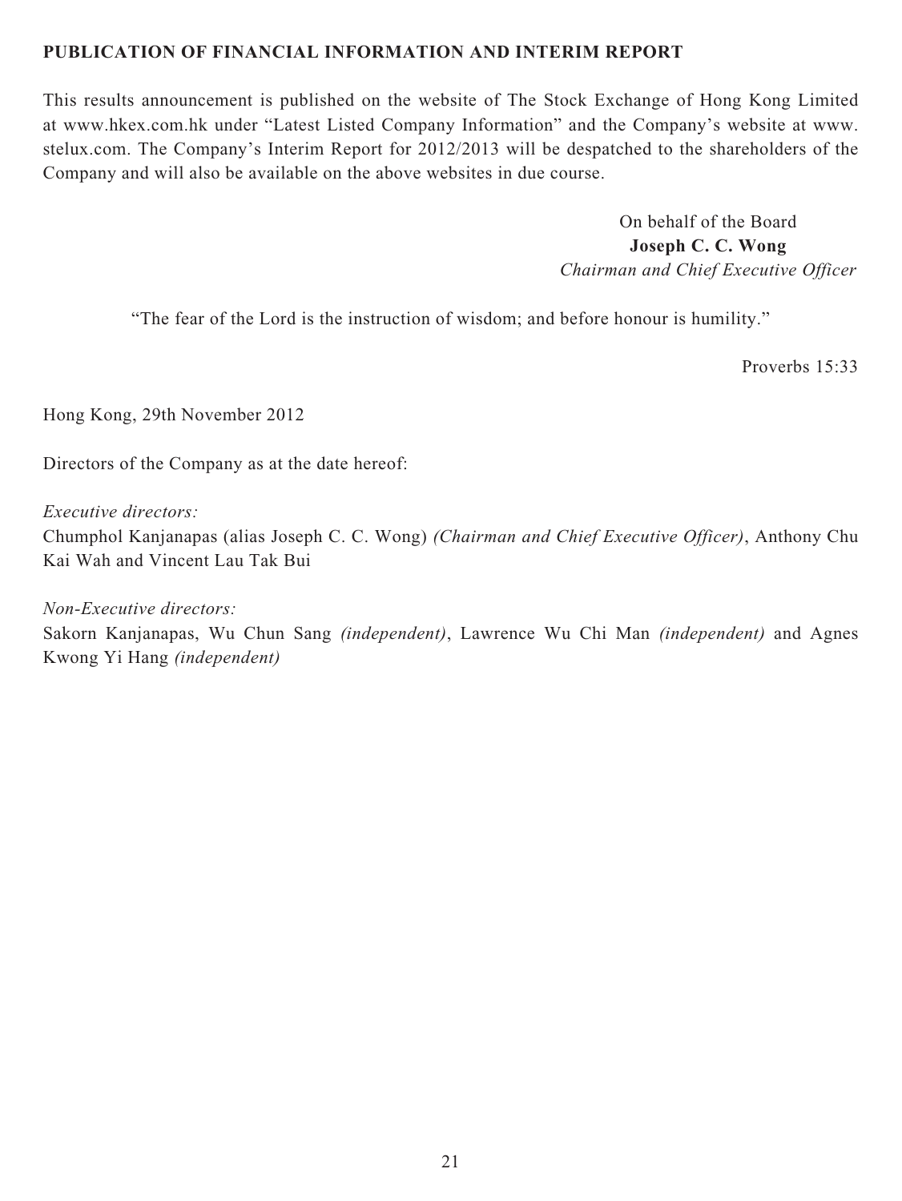**PUBLICATION OF FINANCIAL INFORMATION AND INTERIM REPORT**

This results announcement is published on the website of The Stock Exchange of Hong Kong Limited at www.hkex.com.hk under "Latest Listed Company Information" and the Company's website at www.stelux.com. The Company's Interim Report for 2012/2013 will be despatched to the shareholders of the Company and will also be available on the above websites in due course.

On behalf of the Board
**Joseph C. C. Wong**
*Chairman and Chief Executive Officer*

"The fear of the Lord is the instruction of wisdom; and before honour is humility."

Proverbs 15:33

Hong Kong, 29th November 2012

Directors of the Company as at the date hereof:

*Executive directors:*
Chumphol Kanjanapas (alias Joseph C. C. Wong) *(Chairman and Chief Executive Officer)*, Anthony Chu Kai Wah and Vincent Lau Tak Bui

*Non-Executive directors:*
Sakorn Kanjanapas, Wu Chun Sang *(independent)*, Lawrence Wu Chi Man *(independent)* and Agnes Kwong Yi Hang *(independent)*